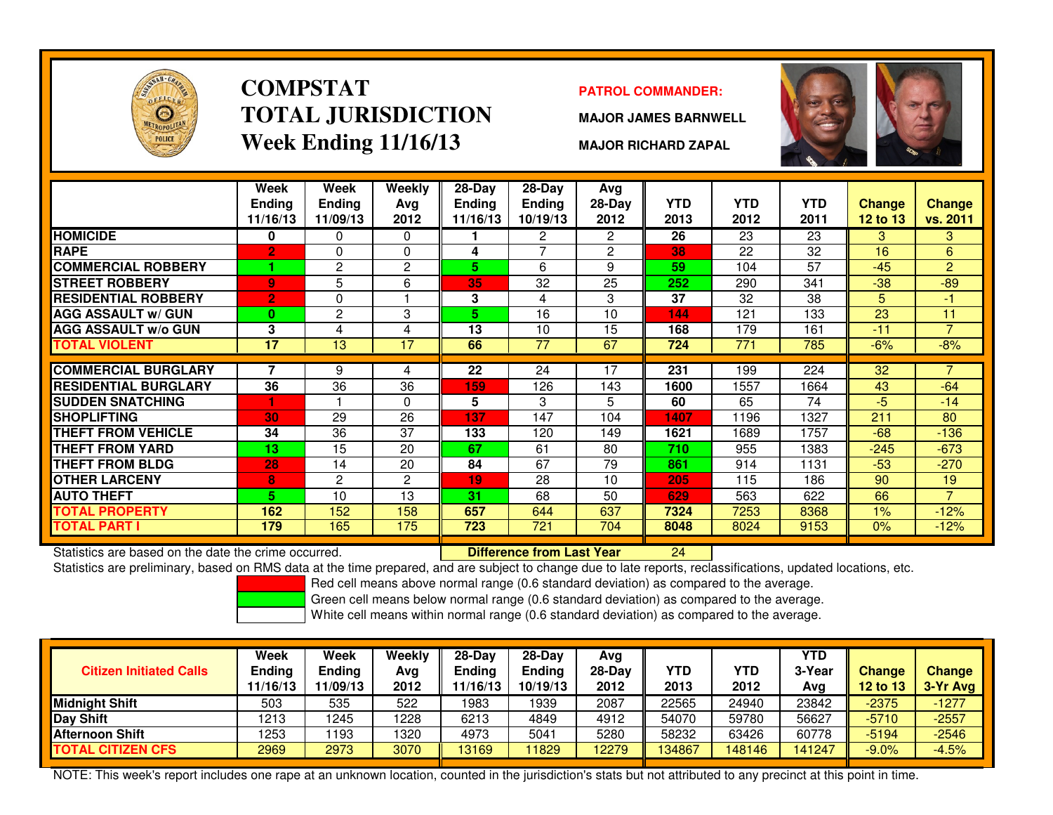# COMPSTAT
# TOTAL JURISDICTION
## Week Ending 11/16/13

**PATROL COMMANDER:**

**MAJOR JAMES BARNWELL**

**MAJOR RICHARD ZAPAL**

| | Week Ending 11/16/13 | Week Ending 11/09/13 | Weekly Avg 2012 | 28-Day Ending 11/16/13 | 28-Day Ending 10/19/13 | Avg 28-Day 2012 | YTD 2013 | YTD 2012 | YTD 2011 | Change 12 to 13 | Change vs. 2011 |
|---|---|---|---|---|---|---|---|---|---|---|---|
| HOMICIDE | 0 | 0 | 0 | 1 | 2 | 2 | 26 | 23 | 23 | 3 | 3 |
| RAPE | 2 | 0 | 0 | 4 | 7 | 2 | 38 | 22 | 32 | 16 | 6 |
| COMMERCIAL ROBBERY | 1 | 2 | 2 | 5 | 6 | 9 | 59 | 104 | 57 | -45 | 2 |
| STREET ROBBERY | 9 | 5 | 6 | 35 | 32 | 25 | 252 | 290 | 341 | -38 | -89 |
| RESIDENTIAL ROBBERY | 2 | 0 | 1 | 3 | 4 | 3 | 37 | 32 | 38 | 5 | -1 |
| AGG ASSAULT w/ GUN | 0 | 2 | 3 | 5 | 16 | 10 | 144 | 121 | 133 | 23 | 11 |
| AGG ASSAULT w/o GUN | 3 | 4 | 4 | 13 | 10 | 15 | 168 | 179 | 161 | -11 | 7 |
| TOTAL VIOLENT | 17 | 13 | 17 | 66 | 77 | 67 | 724 | 771 | 785 | -6% | -8% |
| COMMERCIAL BURGLARY | 7 | 9 | 4 | 22 | 24 | 17 | 231 | 199 | 224 | 32 | 7 |
| RESIDENTIAL BURGLARY | 36 | 36 | 36 | 159 | 126 | 143 | 1600 | 1557 | 1664 | 43 | -64 |
| SUDDEN SNATCHING | 1 | 1 | 0 | 5 | 3 | 5 | 60 | 65 | 74 | -5 | -14 |
| SHOPLIFTING | 30 | 29 | 26 | 137 | 147 | 104 | 1407 | 1196 | 1327 | 211 | 80 |
| THEFT FROM VEHICLE | 34 | 36 | 37 | 133 | 120 | 149 | 1621 | 1689 | 1757 | -68 | -136 |
| THEFT FROM YARD | 13 | 15 | 20 | 67 | 61 | 80 | 710 | 955 | 1383 | -245 | -673 |
| THEFT FROM BLDG | 28 | 14 | 20 | 84 | 67 | 79 | 861 | 914 | 1131 | -53 | -270 |
| OTHER LARCENY | 8 | 2 | 2 | 19 | 28 | 10 | 205 | 115 | 186 | 90 | 19 |
| AUTO THEFT | 5 | 10 | 13 | 31 | 68 | 50 | 629 | 563 | 622 | 66 | 7 |
| TOTAL PROPERTY | 162 | 152 | 158 | 657 | 644 | 637 | 7324 | 7253 | 8368 | 1% | -12% |
| TOTAL PART I | 179 | 165 | 175 | 723 | 721 | 704 | 8048 | 8024 | 9153 | 0% | -12% |

Statistics are based on the date the crime occurred. **Difference from Last Year** 24

Statistics are preliminary, based on RMS data at the time prepared, and are subject to change due to late reports, reclassifications, updated locations, etc.

Red cell means above normal range (0.6 standard deviation) as compared to the average.
Green cell means below normal range (0.6 standard deviation) as compared to the average.
White cell means within normal range (0.6 standard deviation) as compared to the average.

| Citizen Initiated Calls | Week Ending 11/16/13 | Week Ending 11/09/13 | Weekly Avg 2012 | 28-Day Ending 11/16/13 | 28-Day Ending 10/19/13 | Avg 28-Day 2012 | YTD 2013 | YTD 2012 | YTD 3-Year Avg | Change 12 to 13 | Change 3-Yr Avg |
|---|---|---|---|---|---|---|---|---|---|---|---|
| Midnight Shift | 503 | 535 | 522 | 1983 | 1939 | 2087 | 22565 | 24940 | 23842 | -2375 | -1277 |
| Day Shift | 1213 | 1245 | 1228 | 6213 | 4849 | 4912 | 54070 | 59780 | 56627 | -5710 | -2557 |
| Afternoon Shift | 1253 | 1193 | 1320 | 4973 | 5041 | 5280 | 58232 | 63426 | 60778 | -5194 | -2546 |
| TOTAL CITIZEN CFS | 2969 | 2973 | 3070 | 13169 | 11829 | 12279 | 134867 | 148146 | 141247 | -9.0% | -4.5% |

NOTE: This week's report includes one rape at an unknown location, counted in the jurisdiction's stats but not attributed to any precinct at this point in time.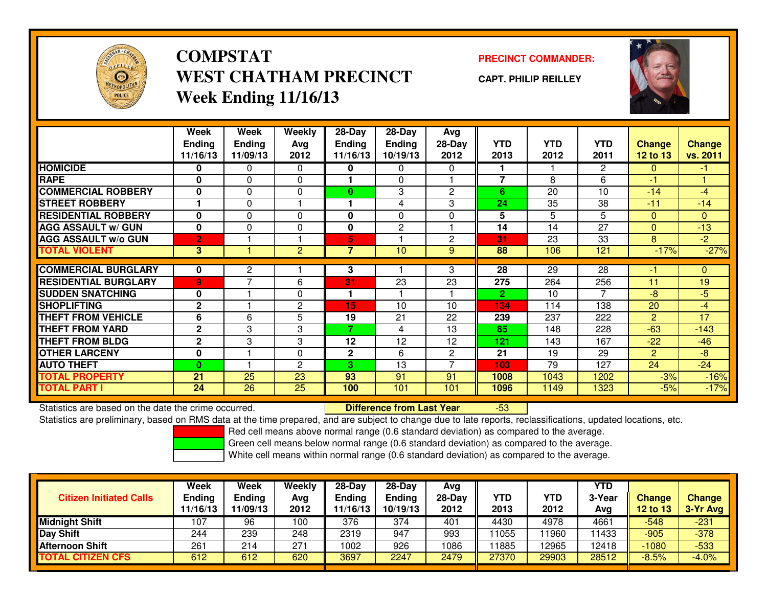# COMPSTAT
# WEST CHATHAM PRECINCT
## Week Ending 11/16/13

**PRECINCT COMMANDER:**

**CAPT. PHILIP REILLEY**

| | Week Ending 11/16/13 | Week Ending 11/09/13 | Weekly Avg 2012 | 28-Day Ending 11/16/13 | 28-Day Ending 10/19/13 | Avg 28-Day 2012 | YTD 2013 | YTD 2012 | YTD 2011 | Change 12 to 13 | Change vs. 2011 |
|---|---|---|---|---|---|---|---|---|---|---|---|
| **HOMICIDE** | 0 | 0 | 0 | 0 | 0 | 0 | 1 | 1 | 2 | 0 | -1 |
| **RAPE** | 0 | 0 | 0 | 1 | 0 | 1 | 7 | 8 | 6 | -1 | 1 |
| **COMMERCIAL ROBBERY** | 0 | 0 | 0 | 0 | 3 | 2 | 6 | 20 | 10 | -14 | -4 |
| **STREET ROBBERY** | 1 | 0 | 1 | 1 | 4 | 3 | 24 | 35 | 38 | -11 | -14 |
| **RESIDENTIAL ROBBERY** | 0 | 0 | 0 | 0 | 0 | 0 | 5 | 5 | 5 | 0 | 0 |
| **AGG ASSAULT w/ GUN** | 0 | 0 | 0 | 0 | 2 | 1 | 14 | 14 | 27 | 0 | -13 |
| **AGG ASSAULT w/o GUN** | 2 | 1 | 1 | 5 | 1 | 2 | 31 | 23 | 33 | 8 | -2 |
| **TOTAL VIOLENT** | 3 | 1 | 2 | 7 | 10 | 9 | 88 | 106 | 121 | -17% | -27% |
| **COMMERCIAL BURGLARY** | 0 | 2 | 1 | 3 | 1 | 3 | 28 | 29 | 28 | -1 | 0 |
| **RESIDENTIAL BURGLARY** | 9 | 7 | 6 | 31 | 23 | 23 | 275 | 264 | 256 | 11 | 19 |
| **SUDDEN SNATCHING** | 0 | 1 | 0 | 1 | 1 | 1 | 2 | 10 | 7 | -8 | -5 |
| **SHOPLIFTING** | 2 | 1 | 2 | 15 | 10 | 10 | 134 | 114 | 138 | 20 | -4 |
| **THEFT FROM VEHICLE** | 6 | 6 | 5 | 19 | 21 | 22 | 239 | 237 | 222 | 2 | 17 |
| **THEFT FROM YARD** | 2 | 3 | 3 | 7 | 4 | 13 | 85 | 148 | 228 | -63 | -143 |
| **THEFT FROM BLDG** | 2 | 3 | 3 | 12 | 12 | 12 | 121 | 143 | 167 | -22 | -46 |
| **OTHER LARCENY** | 0 | 1 | 0 | 2 | 6 | 2 | 21 | 19 | 29 | 2 | -8 |
| **AUTO THEFT** | 0 | 1 | 2 | 3 | 13 | 7 | 103 | 79 | 127 | 24 | -24 |
| **TOTAL PROPERTY** | 21 | 25 | 23 | 93 | 91 | 91 | 1008 | 1043 | 1202 | -3% | -16% |
| **TOTAL PART I** | 24 | 26 | 25 | 100 | 101 | 101 | 1096 | 1149 | 1323 | -5% | -17% |

Statistics are based on the date the crime occurred. **Difference from Last Year** -53

Statistics are preliminary, based on RMS data at the time prepared, and are subject to change due to late reports, reclassifications, updated locations, etc.

Red cell means above normal range (0.6 standard deviation) as compared to the average.
Green cell means below normal range (0.6 standard deviation) as compared to the average.
White cell means within normal range (0.6 standard deviation) as compared to the average.

| Citizen Initiated Calls | Week Ending 11/16/13 | Week Ending 11/09/13 | Weekly Avg 2012 | 28-Day Ending 11/16/13 | 28-Day Ending 10/19/13 | Avg 28-Day 2012 | YTD 2013 | YTD 2012 | YTD 3-Year Avg | Change 12 to 13 | Change 3-Yr Avg |
|---|---|---|---|---|---|---|---|---|---|---|---|
| **Midnight Shift** | 107 | 96 | 100 | 376 | 374 | 401 | 4430 | 4978 | 4661 | -548 | -231 |
| **Day Shift** | 244 | 239 | 248 | 2319 | 947 | 993 | 11055 | 11960 | 11433 | -905 | -378 |
| **Afternoon Shift** | 261 | 214 | 271 | 1002 | 926 | 1086 | 11885 | 12965 | 12418 | -1080 | -533 |
| **TOTAL CITIZEN CFS** | 612 | 612 | 620 | 3697 | 2247 | 2479 | 27370 | 29903 | 28512 | -8.5% | -4.0% |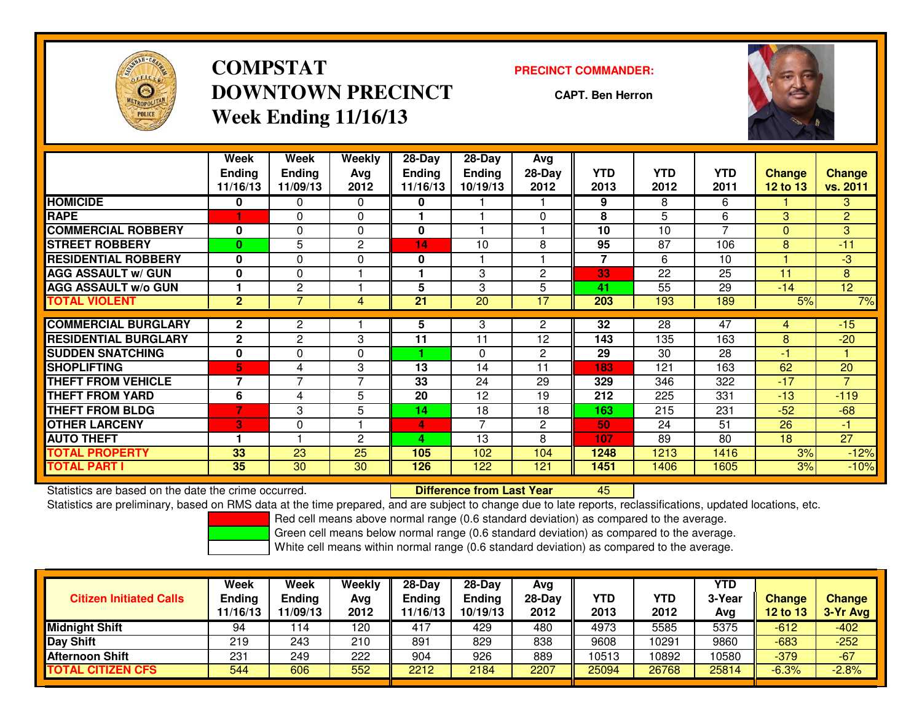# COMPSTAT
# DOWNTOWN PRECINCT
## Week Ending 11/16/13

**PRECINCT COMMANDER:**

**CAPT. Ben Herron**

| | Week Ending 11/16/13 | Week Ending 11/09/13 | Weekly Avg 2012 | 28-Day Ending 11/16/13 | 28-Day Ending 10/19/13 | Avg 28-Day 2012 | YTD 2013 | YTD 2012 | YTD 2011 | Change 12 to 13 | Change vs. 2011 |
|---|---|---|---|---|---|---|---|---|---|---|---|
| HOMICIDE | 0 | 0 | 0 | 0 | 1 | 1 | 9 | 8 | 6 | 1 | 3 |
| RAPE | 1 | 0 | 0 | 1 | 1 | 0 | 8 | 5 | 6 | 3 | 2 |
| COMMERCIAL ROBBERY | 0 | 0 | 0 | 0 | 1 | 1 | 10 | 10 | 7 | 0 | 3 |
| STREET ROBBERY | 0 | 5 | 2 | 14 | 10 | 8 | 95 | 87 | 106 | 8 | -11 |
| RESIDENTIAL ROBBERY | 0 | 0 | 0 | 0 | 1 | 1 | 7 | 6 | 10 | 1 | -3 |
| AGG ASSAULT w/ GUN | 0 | 0 | 1 | 1 | 3 | 2 | 33 | 22 | 25 | 11 | 8 |
| AGG ASSAULT w/o GUN | 1 | 2 | 1 | 5 | 3 | 5 | 41 | 55 | 29 | -14 | 12 |
| TOTAL VIOLENT | 2 | 7 | 4 | 21 | 20 | 17 | 203 | 193 | 189 | 5% | 7% |
| COMMERCIAL BURGLARY | 2 | 2 | 1 | 5 | 3 | 2 | 32 | 28 | 47 | 4 | -15 |
| RESIDENTIAL BURGLARY | 2 | 2 | 3 | 11 | 11 | 12 | 143 | 135 | 163 | 8 | -20 |
| SUDDEN SNATCHING | 0 | 0 | 0 | 1 | 0 | 2 | 29 | 30 | 28 | -1 | 1 |
| SHOPLIFTING | 5 | 4 | 3 | 13 | 14 | 11 | 183 | 121 | 163 | 62 | 20 |
| THEFT FROM VEHICLE | 7 | 7 | 7 | 33 | 24 | 29 | 329 | 346 | 322 | -17 | 7 |
| THEFT FROM YARD | 6 | 4 | 5 | 20 | 12 | 19 | 212 | 225 | 331 | -13 | -119 |
| THEFT FROM BLDG | 7 | 3 | 5 | 14 | 18 | 18 | 163 | 215 | 231 | -52 | -68 |
| OTHER LARCENY | 3 | 0 | 1 | 4 | 7 | 2 | 50 | 24 | 51 | 26 | -1 |
| AUTO THEFT | 1 | 1 | 2 | 4 | 13 | 8 | 107 | 89 | 80 | 18 | 27 |
| TOTAL PROPERTY | 33 | 23 | 25 | 105 | 102 | 104 | 1248 | 1213 | 1416 | 3% | -12% |
| TOTAL PART I | 35 | 30 | 30 | 126 | 122 | 121 | 1451 | 1406 | 1605 | 3% | -10% |

Statistics are based on the date the crime occurred. **Difference from Last Year** 45

Statistics are preliminary, based on RMS data at the time prepared, and are subject to change due to late reports, reclassifications, updated locations, etc.

Red cell means above normal range (0.6 standard deviation) as compared to the average.
Green cell means below normal range (0.6 standard deviation) as compared to the average.
White cell means within normal range (0.6 standard deviation) as compared to the average.

| Citizen Initiated Calls | Week Ending 11/16/13 | Week Ending 11/09/13 | Weekly Avg 2012 | 28-Day Ending 11/16/13 | 28-Day Ending 10/19/13 | Avg 28-Day 2012 | YTD 2013 | YTD 2012 | YTD 3-Year Avg | Change 12 to 13 | Change 3-Yr Avg |
|---|---|---|---|---|---|---|---|---|---|---|---|
| Midnight Shift | 94 | 114 | 120 | 417 | 429 | 480 | 4973 | 5585 | 5375 | -612 | -402 |
| Day Shift | 219 | 243 | 210 | 891 | 829 | 838 | 9608 | 10291 | 9860 | -683 | -252 |
| Afternoon Shift | 231 | 249 | 222 | 904 | 926 | 889 | 10513 | 10892 | 10580 | -379 | -67 |
| TOTAL CITIZEN CFS | 544 | 606 | 552 | 2212 | 2184 | 2207 | 25094 | 26768 | 25814 | -6.3% | -2.8% |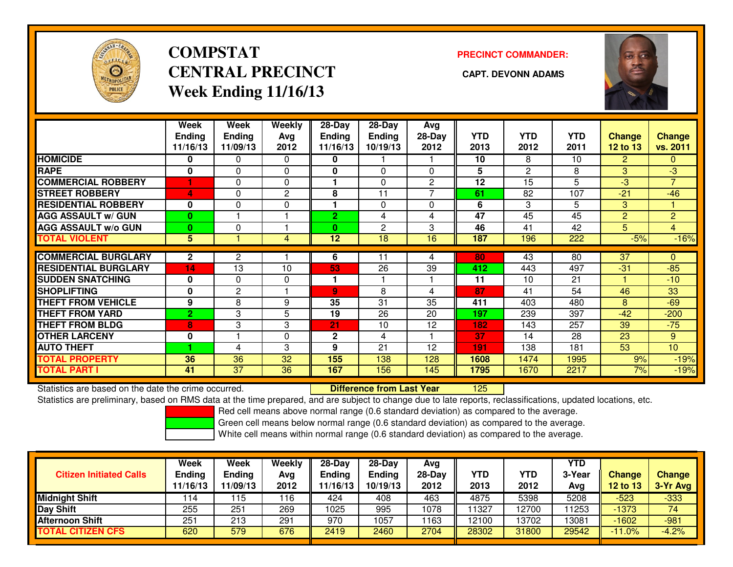# COMPSTAT
# CENTRAL PRECINCT
## Week Ending 11/16/13

**PRECINCT COMMANDER:**

**CAPT. DEVONN ADAMS**

| | Week Ending 11/16/13 | Week Ending 11/09/13 | Weekly Avg 2012 | 28-Day Ending 11/16/13 | 28-Day Ending 10/19/13 | Avg 28-Day 2012 | YTD 2013 | YTD 2012 | YTD 2011 | Change 12 to 13 | Change vs. 2011 |
|---|---|---|---|---|---|---|---|---|---|---|---|
| HOMICIDE | 0 | 0 | 0 | 0 | 1 | 1 | 10 | 8 | 10 | 2 | 0 |
| RAPE | 0 | 0 | 0 | 0 | 0 | 0 | 5 | 2 | 8 | 3 | -3 |
| COMMERCIAL ROBBERY | 1 | 0 | 0 | 1 | 0 | 2 | 12 | 15 | 5 | -3 | 7 |
| STREET ROBBERY | 4 | 0 | 2 | 8 | 11 | 7 | 61 | 82 | 107 | -21 | -46 |
| RESIDENTIAL ROBBERY | 0 | 0 | 0 | 1 | 0 | 0 | 6 | 3 | 5 | 3 | 1 |
| AGG ASSAULT w/ GUN | 0 | 1 | 1 | 2 | 4 | 4 | 47 | 45 | 45 | 2 | 2 |
| AGG ASSAULT w/o GUN | 0 | 0 | 1 | 0 | 2 | 3 | 46 | 41 | 42 | 5 | 4 |
| TOTAL VIOLENT | 5 | 1 | 4 | 12 | 18 | 16 | 187 | 196 | 222 | -5% | -16% |
| COMMERCIAL BURGLARY | 2 | 2 | 1 | 6 | 11 | 4 | 80 | 43 | 80 | 37 | 0 |
| RESIDENTIAL BURGLARY | 14 | 13 | 10 | 53 | 26 | 39 | 412 | 443 | 497 | -31 | -85 |
| SUDDEN SNATCHING | 0 | 0 | 0 | 1 | 1 | 1 | 11 | 10 | 21 | 1 | -10 |
| SHOPLIFTING | 0 | 2 | 1 | 9 | 8 | 4 | 87 | 41 | 54 | 46 | 33 |
| THEFT FROM VEHICLE | 9 | 8 | 9 | 35 | 31 | 35 | 411 | 403 | 480 | 8 | -69 |
| THEFT FROM YARD | 2 | 3 | 5 | 19 | 26 | 20 | 197 | 239 | 397 | -42 | -200 |
| THEFT FROM BLDG | 8 | 3 | 3 | 21 | 10 | 12 | 182 | 143 | 257 | 39 | -75 |
| OTHER LARCENY | 0 | 1 | 0 | 2 | 4 | 1 | 37 | 14 | 28 | 23 | 9 |
| AUTO THEFT | 1 | 4 | 3 | 9 | 21 | 12 | 191 | 138 | 181 | 53 | 10 |
| TOTAL PROPERTY | 36 | 36 | 32 | 155 | 138 | 128 | 1608 | 1474 | 1995 | 9% | -19% |
| TOTAL PART I | 41 | 37 | 36 | 167 | 156 | 145 | 1795 | 1670 | 2217 | 7% | -19% |

Statistics are based on the date the crime occurred. **Difference from Last Year** 125

Statistics are preliminary, based on RMS data at the time prepared, and are subject to change due to late reports, reclassifications, updated locations, etc.

Red cell means above normal range (0.6 standard deviation) as compared to the average.
Green cell means below normal range (0.6 standard deviation) as compared to the average.
White cell means within normal range (0.6 standard deviation) as compared to the average.

| Citizen Initiated Calls | Week Ending 11/16/13 | Week Ending 11/09/13 | Weekly Avg 2012 | 28-Day Ending 11/16/13 | 28-Day Ending 10/19/13 | Avg 28-Day 2012 | YTD 2013 | YTD 2012 | YTD 3-Year Avg | Change 12 to 13 | Change 3-Yr Avg |
|---|---|---|---|---|---|---|---|---|---|---|---|
| Midnight Shift | 114 | 115 | 116 | 424 | 408 | 463 | 4875 | 5398 | 5208 | -523 | -333 |
| Day Shift | 255 | 251 | 269 | 1025 | 995 | 1078 | 11327 | 12700 | 11253 | -1373 | 74 |
| Afternoon Shift | 251 | 213 | 291 | 970 | 1057 | 1163 | 12100 | 13702 | 13081 | -1602 | -981 |
| TOTAL CITIZEN CFS | 620 | 579 | 676 | 2419 | 2460 | 2704 | 28302 | 31800 | 29542 | -11.0% | -4.2% |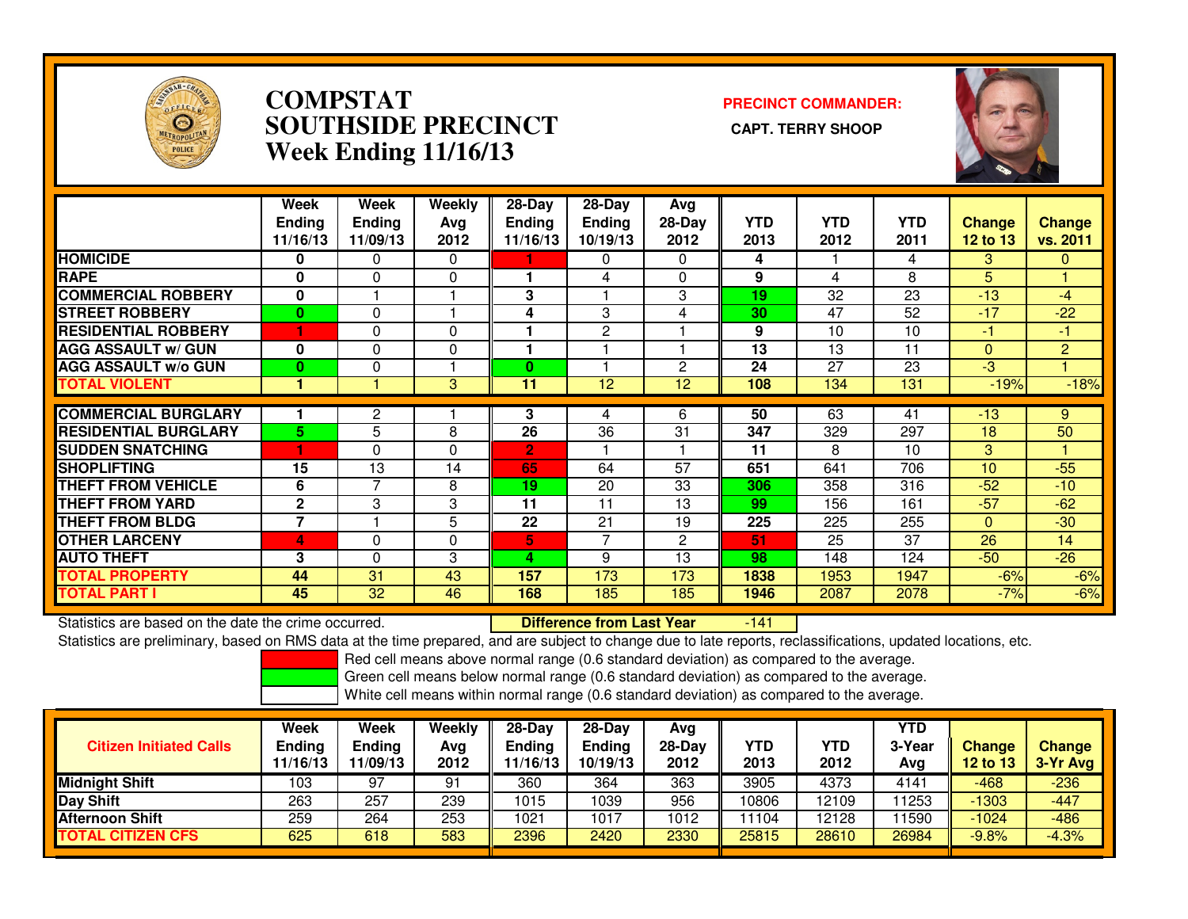# COMPSTAT
# SOUTHSIDE PRECINCT
# Week Ending 11/16/13

**PRECINCT COMMANDER:**

**CAPT. TERRY SHOOP**

| | Week Ending 11/16/13 | Week Ending 11/09/13 | Weekly Avg 2012 | 28-Day Ending 11/16/13 | 28-Day Ending 10/19/13 | Avg 28-Day 2012 | YTD 2013 | YTD 2012 | YTD 2011 | Change 12 to 13 | Change vs. 2011 |
|---|---|---|---|---|---|---|---|---|---|---|---|
| HOMICIDE | 0 | 0 | 0 | 1 | 0 | 0 | 4 | 1 | 4 | 3 | 0 |
| RAPE | 0 | 0 | 0 | 1 | 4 | 0 | 9 | 4 | 8 | 5 | 1 |
| COMMERCIAL ROBBERY | 0 | 1 | 1 | 3 | 1 | 3 | 19 | 32 | 23 | -13 | -4 |
| STREET ROBBERY | 0 | 0 | 1 | 4 | 3 | 4 | 30 | 47 | 52 | -17 | -22 |
| RESIDENTIAL ROBBERY | 1 | 0 | 0 | 1 | 2 | 1 | 9 | 10 | 10 | -1 | -1 |
| AGG ASSAULT w/ GUN | 0 | 0 | 0 | 1 | 1 | 1 | 13 | 13 | 11 | 0 | 2 |
| AGG ASSAULT w/o GUN | 0 | 0 | 1 | 0 | 1 | 2 | 24 | 27 | 23 | -3 | 1 |
| TOTAL VIOLENT | 1 | 1 | 3 | 11 | 12 | 12 | 108 | 134 | 131 | -19% | -18% |
| COMMERCIAL BURGLARY | 1 | 2 | 1 | 3 | 4 | 6 | 50 | 63 | 41 | -13 | 9 |
| RESIDENTIAL BURGLARY | 5 | 5 | 8 | 26 | 36 | 31 | 347 | 329 | 297 | 18 | 50 |
| SUDDEN SNATCHING | 1 | 0 | 0 | 2 | 1 | 1 | 11 | 8 | 10 | 3 | 1 |
| SHOPLIFTING | 15 | 13 | 14 | 65 | 64 | 57 | 651 | 641 | 706 | 10 | -55 |
| THEFT FROM VEHICLE | 6 | 7 | 8 | 19 | 20 | 33 | 306 | 358 | 316 | -52 | -10 |
| THEFT FROM YARD | 2 | 3 | 3 | 11 | 11 | 13 | 99 | 156 | 161 | -57 | -62 |
| THEFT FROM BLDG | 7 | 1 | 5 | 22 | 21 | 19 | 225 | 225 | 255 | 0 | -30 |
| OTHER LARCENY | 4 | 0 | 0 | 5 | 7 | 2 | 51 | 25 | 37 | 26 | 14 |
| AUTO THEFT | 3 | 0 | 3 | 4 | 9 | 13 | 98 | 148 | 124 | -50 | -26 |
| TOTAL PROPERTY | 44 | 31 | 43 | 157 | 173 | 173 | 1838 | 1953 | 1947 | -6% | -6% |
| TOTAL PART I | 45 | 32 | 46 | 168 | 185 | 185 | 1946 | 2087 | 2078 | -7% | -6% |

Statistics are based on the date the crime occurred. **Difference from Last Year** -141

Statistics are preliminary, based on RMS data at the time prepared, and are subject to change due to late reports, reclassifications, updated locations, etc.

Red cell means above normal range (0.6 standard deviation) as compared to the average.

Green cell means below normal range (0.6 standard deviation) as compared to the average.

White cell means within normal range (0.6 standard deviation) as compared to the average.

| Citizen Initiated Calls | Week Ending 11/16/13 | Week Ending 11/09/13 | Weekly Avg 2012 | 28-Day Ending 11/16/13 | 28-Day Ending 10/19/13 | Avg 28-Day 2012 | YTD 2013 | YTD 2012 | YTD 3-Year Avg | Change 12 to 13 | Change 3-Yr Avg |
|---|---|---|---|---|---|---|---|---|---|---|---|
| Midnight Shift | 103 | 97 | 91 | 360 | 364 | 363 | 3905 | 4373 | 4141 | -468 | -236 |
| Day Shift | 263 | 257 | 239 | 1015 | 1039 | 956 | 10806 | 12109 | 11253 | -1303 | -447 |
| Afternoon Shift | 259 | 264 | 253 | 1021 | 1017 | 1012 | 11104 | 12128 | 11590 | -1024 | -486 |
| TOTAL CITIZEN CFS | 625 | 618 | 583 | 2396 | 2420 | 2330 | 25815 | 28610 | 26984 | -9.8% | -4.3% |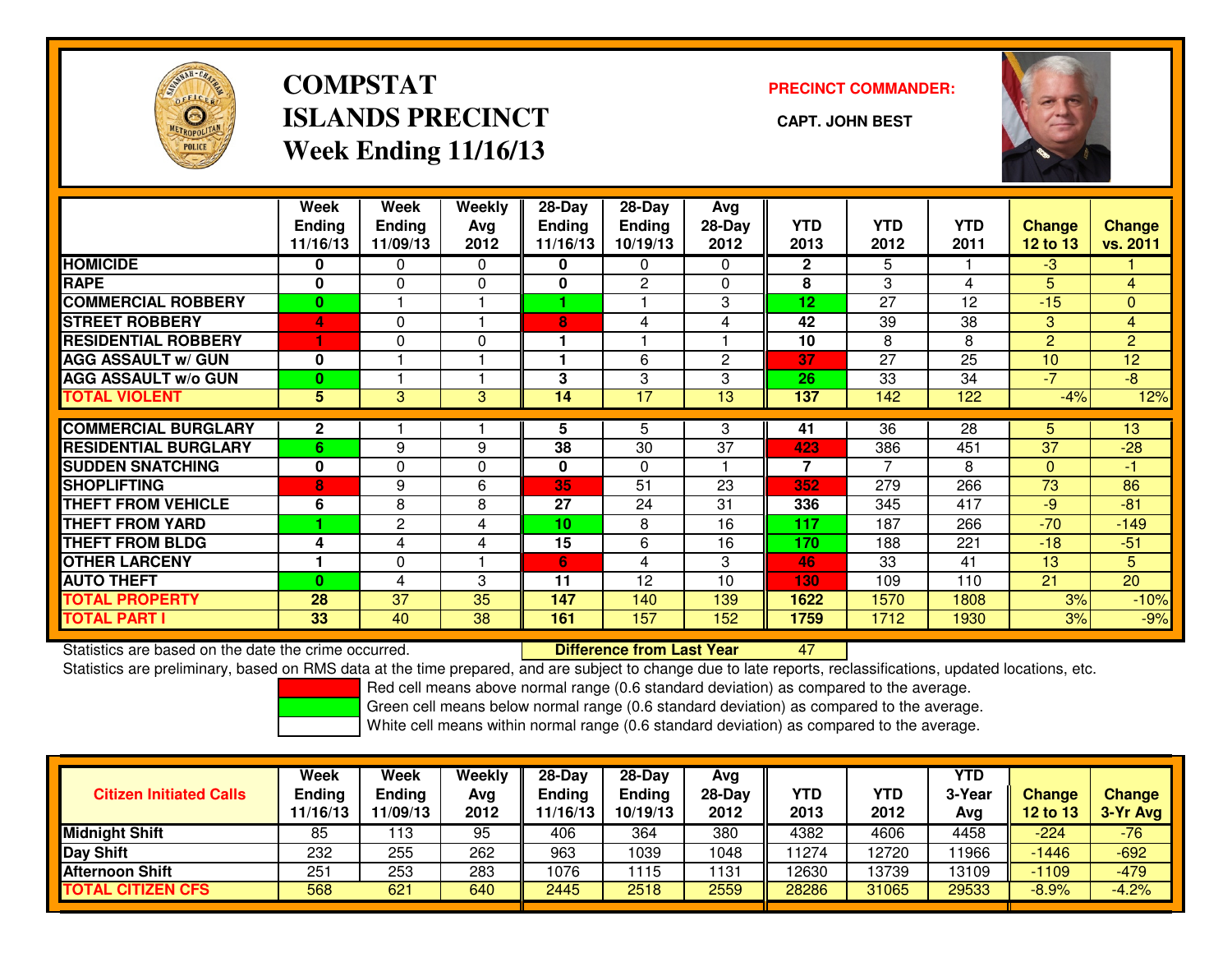# COMPSTAT
# ISLANDS PRECINCT
# Week Ending 11/16/13

**PRECINCT COMMANDER:**

**CAPT. JOHN BEST**

| | Week Ending 11/16/13 | Week Ending 11/09/13 | Weekly Avg 2012 | 28-Day Ending 11/16/13 | 28-Day Ending 10/19/13 | Avg 28-Day 2012 | YTD 2013 | YTD 2012 | YTD 2011 | Change 12 to 13 | Change vs. 2011 |
|---|---|---|---|---|---|---|---|---|---|---|---|
| HOMICIDE | 0 | 0 | 0 | 0 | 0 | 0 | 2 | 5 | 1 | -3 | 1 |
| RAPE | 0 | 0 | 0 | 0 | 2 | 0 | 8 | 3 | 4 | 5 | 4 |
| COMMERCIAL ROBBERY | 0 | 1 | 1 | 1 | 1 | 3 | 12 | 27 | 12 | -15 | 0 |
| STREET ROBBERY | 4 | 0 | 1 | 8 | 4 | 4 | 42 | 39 | 38 | 3 | 4 |
| RESIDENTIAL ROBBERY | 1 | 0 | 0 | 1 | 1 | 1 | 10 | 8 | 8 | 2 | 2 |
| AGG ASSAULT w/ GUN | 0 | 1 | 1 | 1 | 6 | 2 | 37 | 27 | 25 | 10 | 12 |
| AGG ASSAULT w/o GUN | 0 | 1 | 1 | 3 | 3 | 3 | 26 | 33 | 34 | -7 | -8 |
| TOTAL VIOLENT | 5 | 3 | 3 | 14 | 17 | 13 | 137 | 142 | 122 | -4% | 12% |
| COMMERCIAL BURGLARY | 2 | 1 | 1 | 5 | 5 | 3 | 41 | 36 | 28 | 5 | 13 |
| RESIDENTIAL BURGLARY | 6 | 9 | 9 | 38 | 30 | 37 | 423 | 386 | 451 | 37 | -28 |
| SUDDEN SNATCHING | 0 | 0 | 0 | 0 | 0 | 1 | 7 | 7 | 8 | 0 | -1 |
| SHOPLIFTING | 8 | 9 | 6 | 35 | 51 | 23 | 352 | 279 | 266 | 73 | 86 |
| THEFT FROM VEHICLE | 6 | 8 | 8 | 27 | 24 | 31 | 336 | 345 | 417 | -9 | -81 |
| THEFT FROM YARD | 1 | 2 | 4 | 10 | 8 | 16 | 117 | 187 | 266 | -70 | -149 |
| THEFT FROM BLDG | 4 | 4 | 4 | 15 | 6 | 16 | 170 | 188 | 221 | -18 | -51 |
| OTHER LARCENY | 1 | 0 | 1 | 6 | 4 | 3 | 46 | 33 | 41 | 13 | 5 |
| AUTO THEFT | 0 | 4 | 3 | 11 | 12 | 10 | 130 | 109 | 110 | 21 | 20 |
| TOTAL PROPERTY | 28 | 37 | 35 | 147 | 140 | 139 | 1622 | 1570 | 1808 | 3% | -10% |
| TOTAL PART I | 33 | 40 | 38 | 161 | 157 | 152 | 1759 | 1712 | 1930 | 3% | -9% |

Statistics are based on the date the crime occurred. **Difference from Last Year** 47

Statistics are preliminary, based on RMS data at the time prepared, and are subject to change due to late reports, reclassifications, updated locations, etc.

Red cell means above normal range (0.6 standard deviation) as compared to the average.

Green cell means below normal range (0.6 standard deviation) as compared to the average.

White cell means within normal range (0.6 standard deviation) as compared to the average.

| Citizen Initiated Calls | Week Ending 11/16/13 | Week Ending 11/09/13 | Weekly Avg 2012 | 28-Day Ending 11/16/13 | 28-Day Ending 10/19/13 | Avg 28-Day 2012 | YTD 2013 | YTD 2012 | YTD 3-Year Avg | Change 12 to 13 | Change 3-Yr Avg |
|---|---|---|---|---|---|---|---|---|---|---|---|
| Midnight Shift | 85 | 113 | 95 | 406 | 364 | 380 | 4382 | 4606 | 4458 | -224 | -76 |
| Day Shift | 232 | 255 | 262 | 963 | 1039 | 1048 | 11274 | 12720 | 11966 | -1446 | -692 |
| Afternoon Shift | 251 | 253 | 283 | 1076 | 1115 | 1131 | 12630 | 13739 | 13109 | -1109 | -479 |
| TOTAL CITIZEN CFS | 568 | 621 | 640 | 2445 | 2518 | 2559 | 28286 | 31065 | 29533 | -8.9% | -4.2% |